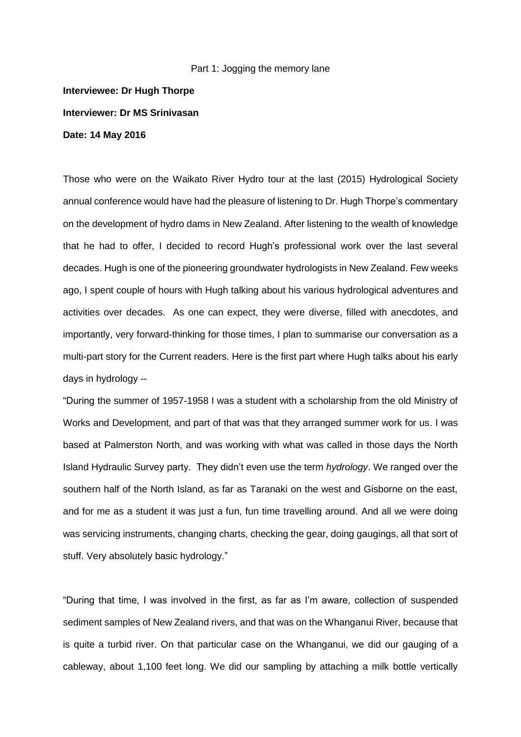Part 1: Jogging the memory lane

**Interviewee: Dr Hugh Thorpe**

**Interviewer: Dr MS Srinivasan**

**Date: 14 May 2016**

Those who were on the Waikato River Hydro tour at the last (2015) Hydrological Society annual conference would have had the pleasure of listening to Dr. Hugh Thorpe's commentary on the development of hydro dams in New Zealand. After listening to the wealth of knowledge that he had to offer, I decided to record Hugh's professional work over the last several decades. Hugh is one of the pioneering groundwater hydrologists in New Zealand. Few weeks ago, I spent couple of hours with Hugh talking about his various hydrological adventures and activities over decades. As one can expect, they were diverse, filled with anecdotes, and importantly, very forward-thinking for those times, I plan to summarise our conversation as a multi-part story for the Current readers. Here is the first part where Hugh talks about his early days in hydrology --

"During the summer of 1957-1958 I was a student with a scholarship from the old Ministry of Works and Development, and part of that was that they arranged summer work for us. I was based at Palmerston North, and was working with what was called in those days the North Island Hydraulic Survey party. They didn't even use the term *hydrology*. We ranged over the southern half of the North Island, as far as Taranaki on the west and Gisborne on the east, and for me as a student it was just a fun, fun time travelling around. And all we were doing was servicing instruments, changing charts, checking the gear, doing gaugings, all that sort of stuff. Very absolutely basic hydrology."

"During that time, I was involved in the first, as far as I'm aware, collection of suspended sediment samples of New Zealand rivers, and that was on the Whanganui River, because that is quite a turbid river. On that particular case on the Whanganui, we did our gauging of a cableway, about 1,100 feet long. We did our sampling by attaching a milk bottle vertically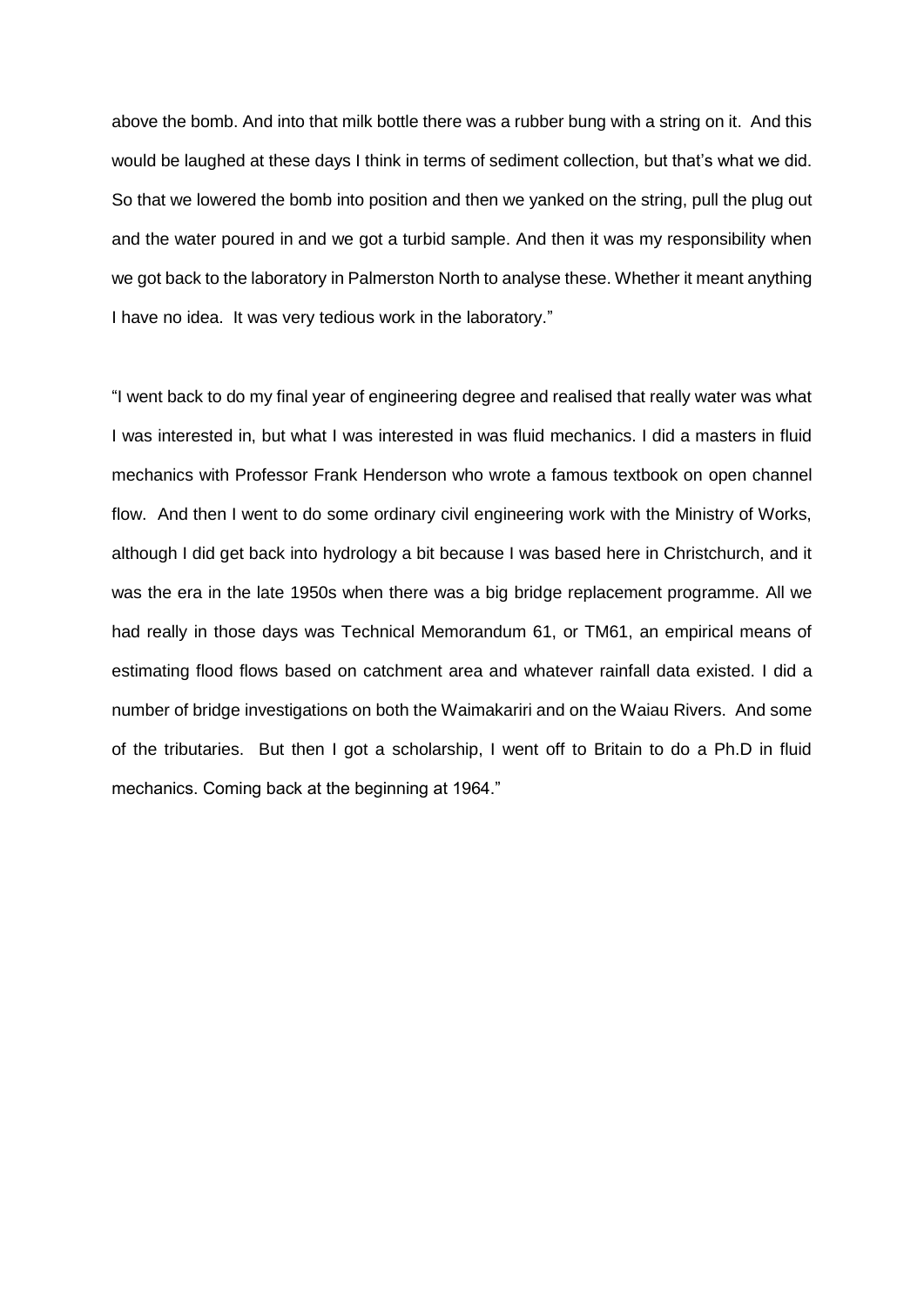above the bomb. And into that milk bottle there was a rubber bung with a string on it. And this would be laughed at these days I think in terms of sediment collection, but that's what we did. So that we lowered the bomb into position and then we yanked on the string, pull the plug out and the water poured in and we got a turbid sample. And then it was my responsibility when we got back to the laboratory in Palmerston North to analyse these. Whether it meant anything I have no idea. It was very tedious work in the laboratory."

"I went back to do my final year of engineering degree and realised that really water was what I was interested in, but what I was interested in was fluid mechanics. I did a masters in fluid mechanics with Professor Frank Henderson who wrote a famous textbook on open channel flow. And then I went to do some ordinary civil engineering work with the Ministry of Works, although I did get back into hydrology a bit because I was based here in Christchurch, and it was the era in the late 1950s when there was a big bridge replacement programme. All we had really in those days was Technical Memorandum 61, or TM61, an empirical means of estimating flood flows based on catchment area and whatever rainfall data existed. I did a number of bridge investigations on both the Waimakariri and on the Waiau Rivers. And some of the tributaries. But then I got a scholarship, I went off to Britain to do a Ph.D in fluid mechanics. Coming back at the beginning at 1964."